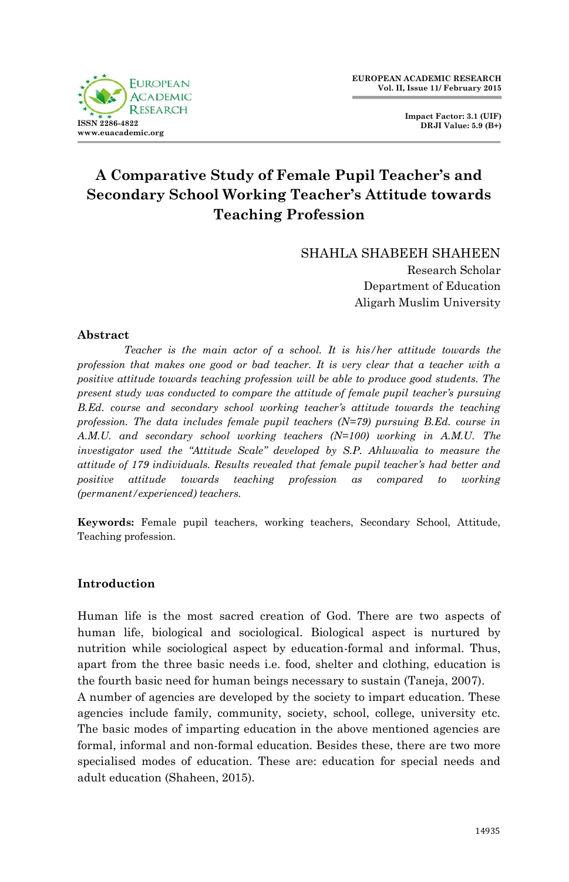# A Comparative Study of Female Pupil Teacher's and Secondary School Working Teacher's Attitude towards Teaching Profession

SHAHLA SHABEEH SHAHEEN
Research Scholar
Department of Education
Aligarh Muslim University

## Abstract

*Teacher is the main actor of a school. It is his/her attitude towards the profession that makes one good or bad teacher. It is very clear that a teacher with a positive attitude towards teaching profession will be able to produce good students. The present study was conducted to compare the attitude of female pupil teacher's pursuing B.Ed. course and secondary school working teacher's attitude towards the teaching profession. The data includes female pupil teachers (N=79) pursuing B.Ed. course in A.M.U. and secondary school working teachers (N=100) working in A.M.U. The investigator used the "Attitude Scale" developed by S.P. Ahluwalia to measure the attitude of 179 individuals. Results revealed that female pupil teacher's had better and positive attitude towards teaching profession as compared to working (permanent/experienced) teachers.*

**Keywords:** Female pupil teachers, working teachers, Secondary School, Attitude, Teaching profession.

## Introduction

Human life is the most sacred creation of God. There are two aspects of human life, biological and sociological. Biological aspect is nurtured by nutrition while sociological aspect by education-formal and informal. Thus, apart from the three basic needs i.e. food, shelter and clothing, education is the fourth basic need for human beings necessary to sustain (Taneja, 2007).

A number of agencies are developed by the society to impart education. These agencies include family, community, society, school, college, university etc. The basic modes of imparting education in the above mentioned agencies are formal, informal and non-formal education. Besides these, there are two more specialised modes of education. These are: education for special needs and adult education (Shaheen, 2015).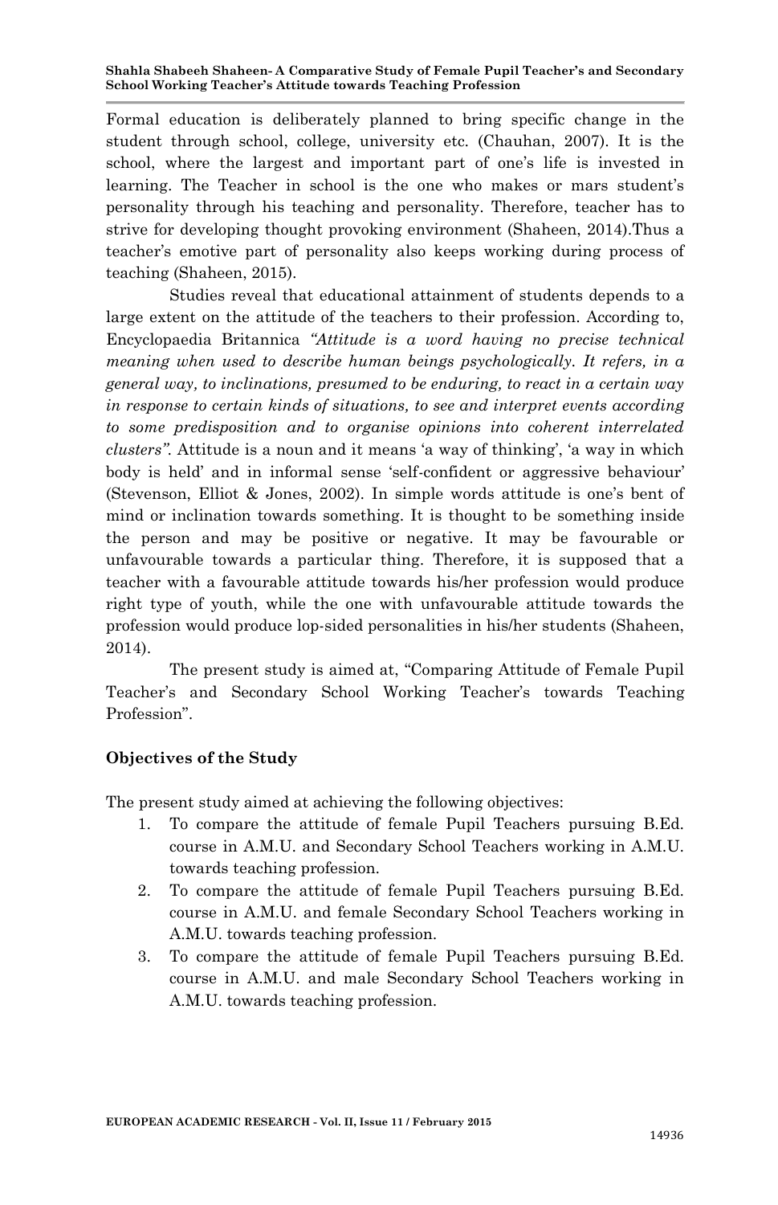Formal education is deliberately planned to bring specific change in the student through school, college, university etc. (Chauhan, 2007). It is the school, where the largest and important part of one's life is invested in learning. The Teacher in school is the one who makes or mars student's personality through his teaching and personality. Therefore, teacher has to strive for developing thought provoking environment (Shaheen, 2014).Thus a teacher's emotive part of personality also keeps working during process of teaching (Shaheen, 2015).

Studies reveal that educational attainment of students depends to a large extent on the attitude of the teachers to their profession. According to, Encyclopaedia Britannica *"Attitude is a word having no precise technical meaning when used to describe human beings psychologically. It refers, in a general way, to inclinations, presumed to be enduring, to react in a certain way in response to certain kinds of situations, to see and interpret events according to some predisposition and to organise opinions into coherent interrelated clusters"*. Attitude is a noun and it means 'a way of thinking', 'a way in which body is held' and in informal sense 'self-confident or aggressive behaviour' (Stevenson, Elliot & Jones, 2002). In simple words attitude is one's bent of mind or inclination towards something. It is thought to be something inside the person and may be positive or negative. It may be favourable or unfavourable towards a particular thing. Therefore, it is supposed that a teacher with a favourable attitude towards his/her profession would produce right type of youth, while the one with unfavourable attitude towards the profession would produce lop-sided personalities in his/her students (Shaheen, 2014).

The present study is aimed at, "Comparing Attitude of Female Pupil Teacher's and Secondary School Working Teacher's towards Teaching Profession".

**Objectives of the Study**

The present study aimed at achieving the following objectives:

1. To compare the attitude of female Pupil Teachers pursuing B.Ed. course in A.M.U. and Secondary School Teachers working in A.M.U. towards teaching profession.
2. To compare the attitude of female Pupil Teachers pursuing B.Ed. course in A.M.U. and female Secondary School Teachers working in A.M.U. towards teaching profession.
3. To compare the attitude of female Pupil Teachers pursuing B.Ed. course in A.M.U. and male Secondary School Teachers working in A.M.U. towards teaching profession.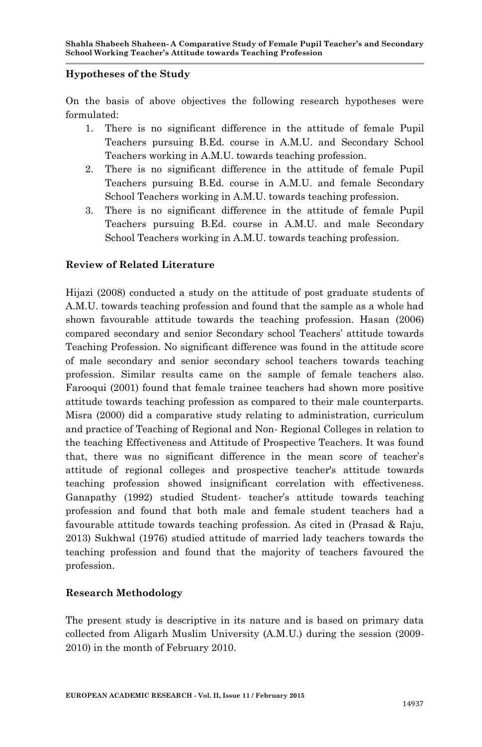## Hypotheses of the Study

On the basis of above objectives the following research hypotheses were formulated:

1. There is no significant difference in the attitude of female Pupil Teachers pursuing B.Ed. course in A.M.U. and Secondary School Teachers working in A.M.U. towards teaching profession.
2. There is no significant difference in the attitude of female Pupil Teachers pursuing B.Ed. course in A.M.U. and female Secondary School Teachers working in A.M.U. towards teaching profession.
3. There is no significant difference in the attitude of female Pupil Teachers pursuing B.Ed. course in A.M.U. and male Secondary School Teachers working in A.M.U. towards teaching profession.

## Review of Related Literature

Hijazi (2008) conducted a study on the attitude of post graduate students of A.M.U. towards teaching profession and found that the sample as a whole had shown favourable attitude towards the teaching profession. Hasan (2006) compared secondary and senior Secondary school Teachers' attitude towards Teaching Profession. No significant difference was found in the attitude score of male secondary and senior secondary school teachers towards teaching profession. Similar results came on the sample of female teachers also. Farooqui (2001) found that female trainee teachers had shown more positive attitude towards teaching profession as compared to their male counterparts. Misra (2000) did a comparative study relating to administration, curriculum and practice of Teaching of Regional and Non- Regional Colleges in relation to the teaching Effectiveness and Attitude of Prospective Teachers. It was found that, there was no significant difference in the mean score of teacher's attitude of regional colleges and prospective teacher's attitude towards teaching profession showed insignificant correlation with effectiveness. Ganapathy (1992) studied Student- teacher's attitude towards teaching profession and found that both male and female student teachers had a favourable attitude towards teaching profession. As cited in (Prasad & Raju, 2013) Sukhwal (1976) studied attitude of married lady teachers towards the teaching profession and found that the majority of teachers favoured the profession.

## Research Methodology

The present study is descriptive in its nature and is based on primary data collected from Aligarh Muslim University (A.M.U.) during the session (2009-2010) in the month of February 2010.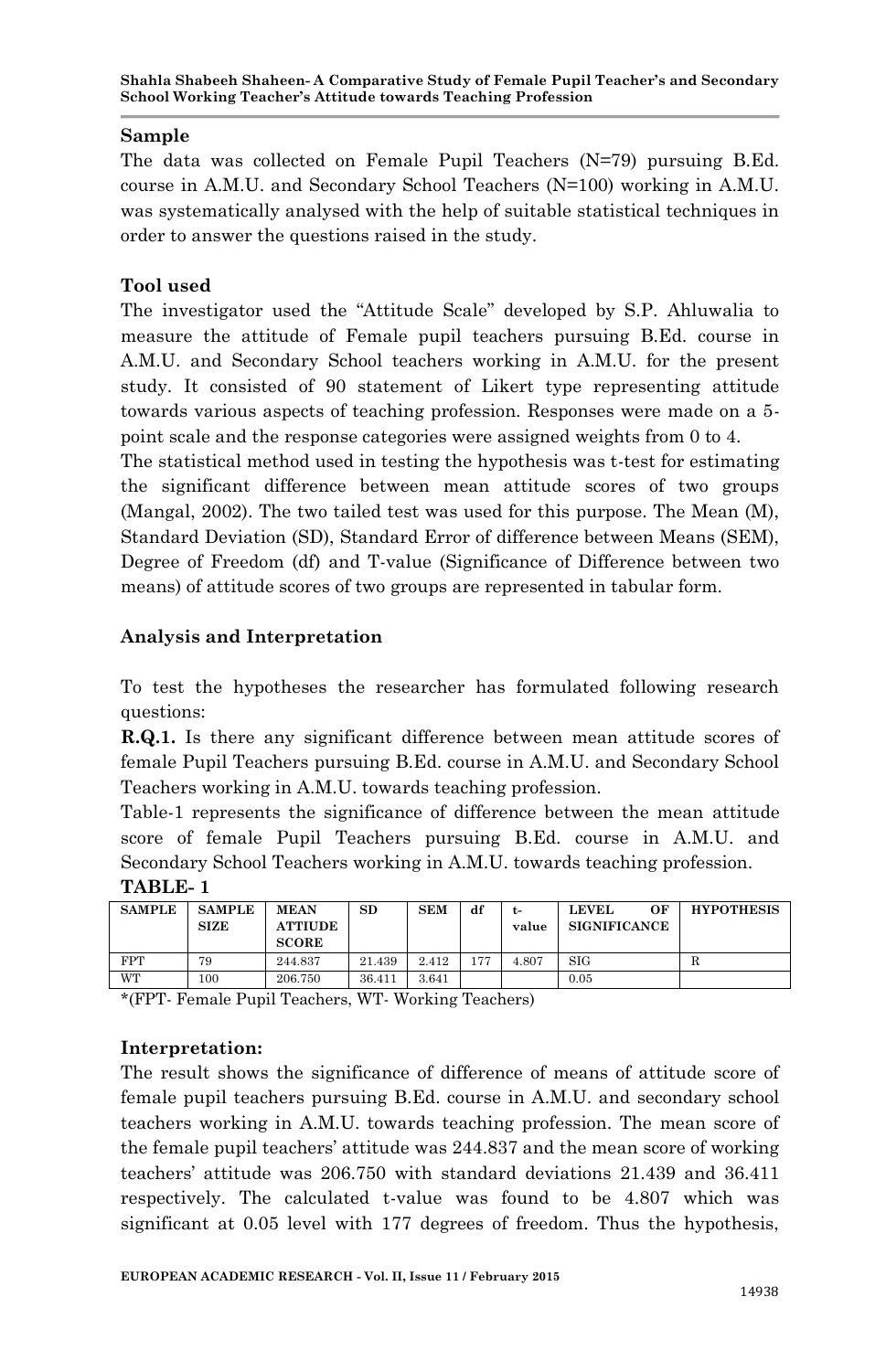### Sample

The data was collected on Female Pupil Teachers (N=79) pursuing B.Ed. course in A.M.U. and Secondary School Teachers (N=100) working in A.M.U. was systematically analysed with the help of suitable statistical techniques in order to answer the questions raised in the study.

### Tool used

The investigator used the "Attitude Scale" developed by S.P. Ahluwalia to measure the attitude of Female pupil teachers pursuing B.Ed. course in A.M.U. and Secondary School teachers working in A.M.U. for the present study. It consisted of 90 statement of Likert type representing attitude towards various aspects of teaching profession. Responses were made on a 5-point scale and the response categories were assigned weights from 0 to 4.

The statistical method used in testing the hypothesis was t-test for estimating the significant difference between mean attitude scores of two groups (Mangal, 2002). The two tailed test was used for this purpose. The Mean (M), Standard Deviation (SD), Standard Error of difference between Means (SEM), Degree of Freedom (df) and T-value (Significance of Difference between two means) of attitude scores of two groups are represented in tabular form.

### Analysis and Interpretation

To test the hypotheses the researcher has formulated following research questions:

**R.Q.1.** Is there any significant difference between mean attitude scores of female Pupil Teachers pursuing B.Ed. course in A.M.U. and Secondary School Teachers working in A.M.U. towards teaching profession.

Table-1 represents the significance of difference between the mean attitude score of female Pupil Teachers pursuing B.Ed. course in A.M.U. and Secondary School Teachers working in A.M.U. towards teaching profession.

**TABLE- 1**

| SAMPLE | SAMPLE SIZE | MEAN ATTIUDE SCORE | SD | SEM | df | t-value | LEVEL OF SIGNIFICANCE | HYPOTHESIS |
|---|---|---|---|---|---|---|---|---|
| FPT | 79 | 244.837 | 21.439 | 2.412 | 177 | 4.807 | SIG | R |
| WT | 100 | 206.750 | 36.411 | 3.641 | | | 0.05 | |

*(FPT- Female Pupil Teachers, WT- Working Teachers)

### Interpretation:

The result shows the significance of difference of means of attitude score of female pupil teachers pursuing B.Ed. course in A.M.U. and secondary school teachers working in A.M.U. towards teaching profession. The mean score of the female pupil teachers' attitude was 244.837 and the mean score of working teachers' attitude was 206.750 with standard deviations 21.439 and 36.411 respectively. The calculated t-value was found to be 4.807 which was significant at 0.05 level with 177 degrees of freedom. Thus the hypothesis,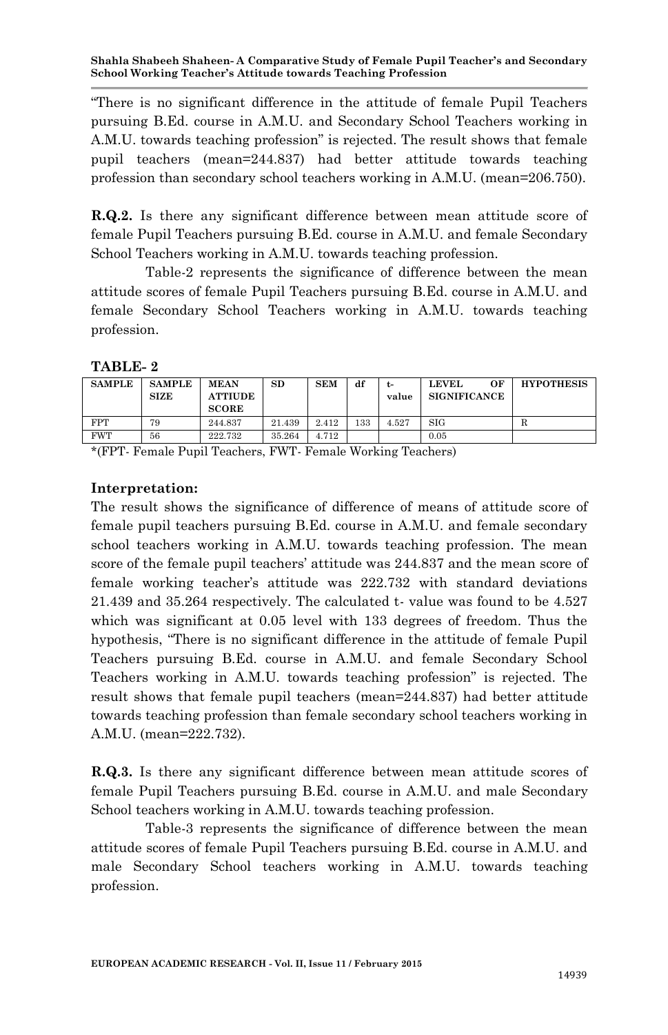"There is no significant difference in the attitude of female Pupil Teachers pursuing B.Ed. course in A.M.U. and Secondary School Teachers working in A.M.U. towards teaching profession" is rejected. The result shows that female pupil teachers (mean=244.837) had better attitude towards teaching profession than secondary school teachers working in A.M.U. (mean=206.750).

**R.Q.2.** Is there any significant difference between mean attitude score of female Pupil Teachers pursuing B.Ed. course in A.M.U. and female Secondary School Teachers working in A.M.U. towards teaching profession.

Table-2 represents the significance of difference between the mean attitude scores of female Pupil Teachers pursuing B.Ed. course in A.M.U. and female Secondary School Teachers working in A.M.U. towards teaching profession.

**TABLE- 2**

| SAMPLE | SAMPLE SIZE | MEAN ATTIUDE SCORE | SD | SEM | df | t-value | LEVEL OF SIGNIFICANCE | HYPOTHESIS |
|---|---|---|---|---|---|---|---|---|
| FPT | 79 | 244.837 | 21.439 | 2.412 | 133 | 4.527 | SIG | R |
| FWT | 56 | 222.732 | 35.264 | 4.712 | | | 0.05 | |

*(FPT- Female Pupil Teachers, FWT- Female Working Teachers)

**Interpretation:**

The result shows the significance of difference of means of attitude score of female pupil teachers pursuing B.Ed. course in A.M.U. and female secondary school teachers working in A.M.U. towards teaching profession. The mean score of the female pupil teachers' attitude was 244.837 and the mean score of female working teacher's attitude was 222.732 with standard deviations 21.439 and 35.264 respectively. The calculated t- value was found to be 4.527 which was significant at 0.05 level with 133 degrees of freedom. Thus the hypothesis, "There is no significant difference in the attitude of female Pupil Teachers pursuing B.Ed. course in A.M.U. and female Secondary School Teachers working in A.M.U. towards teaching profession" is rejected. The result shows that female pupil teachers (mean=244.837) had better attitude towards teaching profession than female secondary school teachers working in A.M.U. (mean=222.732).

**R.Q.3.** Is there any significant difference between mean attitude scores of female Pupil Teachers pursuing B.Ed. course in A.M.U. and male Secondary School teachers working in A.M.U. towards teaching profession.

Table-3 represents the significance of difference between the mean attitude scores of female Pupil Teachers pursuing B.Ed. course in A.M.U. and male Secondary School teachers working in A.M.U. towards teaching profession.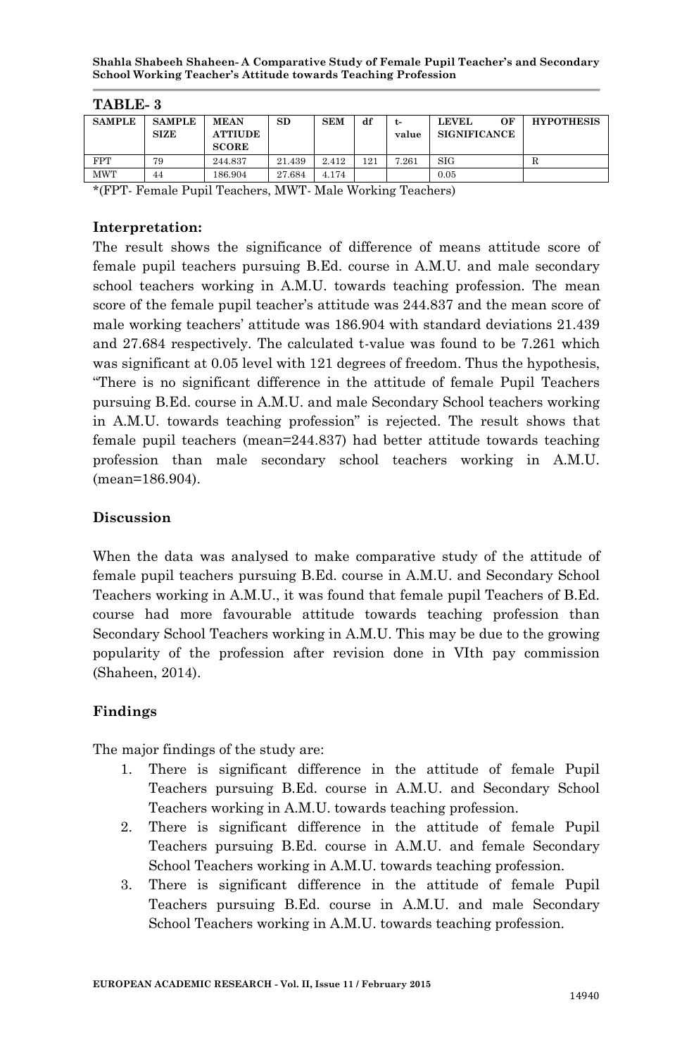**TABLE- 3**

| SAMPLE | SAMPLE SIZE | MEAN ATTIUDE SCORE | SD | SEM | df | t-value | LEVEL OF SIGNIFICANCE | HYPOTHESIS |
|---|---|---|---|---|---|---|---|---|
| FPT | 79 | 244.837 | 21.439 | 2.412 | 121 | 7.261 | SIG | R |
| MWT | 44 | 186.904 | 27.684 | 4.174 | | | 0.05 | |

*(FPT- Female Pupil Teachers, MWT- Male Working Teachers)

**Interpretation:**

The result shows the significance of difference of means attitude score of female pupil teachers pursuing B.Ed. course in A.M.U. and male secondary school teachers working in A.M.U. towards teaching profession. The mean score of the female pupil teacher's attitude was 244.837 and the mean score of male working teachers' attitude was 186.904 with standard deviations 21.439 and 27.684 respectively. The calculated t-value was found to be 7.261 which was significant at 0.05 level with 121 degrees of freedom. Thus the hypothesis, "There is no significant difference in the attitude of female Pupil Teachers pursuing B.Ed. course in A.M.U. and male Secondary School teachers working in A.M.U. towards teaching profession" is rejected. The result shows that female pupil teachers (mean=244.837) had better attitude towards teaching profession than male secondary school teachers working in A.M.U. (mean=186.904).

## Discussion

When the data was analysed to make comparative study of the attitude of female pupil teachers pursuing B.Ed. course in A.M.U. and Secondary School Teachers working in A.M.U., it was found that female pupil Teachers of B.Ed. course had more favourable attitude towards teaching profession than Secondary School Teachers working in A.M.U. This may be due to the growing popularity of the profession after revision done in VIth pay commission (Shaheen, 2014).

## Findings

The major findings of the study are:

1. There is significant difference in the attitude of female Pupil Teachers pursuing B.Ed. course in A.M.U. and Secondary School Teachers working in A.M.U. towards teaching profession.
2. There is significant difference in the attitude of female Pupil Teachers pursuing B.Ed. course in A.M.U. and female Secondary School Teachers working in A.M.U. towards teaching profession.
3. There is significant difference in the attitude of female Pupil Teachers pursuing B.Ed. course in A.M.U. and male Secondary School Teachers working in A.M.U. towards teaching profession.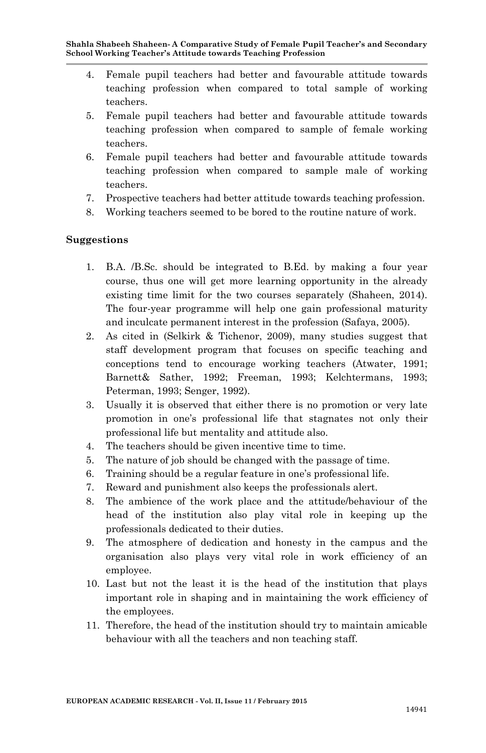4. Female pupil teachers had better and favourable attitude towards teaching profession when compared to total sample of working teachers.
5. Female pupil teachers had better and favourable attitude towards teaching profession when compared to sample of female working teachers.
6. Female pupil teachers had better and favourable attitude towards teaching profession when compared to sample male of working teachers.
7. Prospective teachers had better attitude towards teaching profession.
8. Working teachers seemed to be bored to the routine nature of work.

## Suggestions

1. B.A. /B.Sc. should be integrated to B.Ed. by making a four year course, thus one will get more learning opportunity in the already existing time limit for the two courses separately (Shaheen, 2014). The four-year programme will help one gain professional maturity and inculcate permanent interest in the profession (Safaya, 2005).
2. As cited in (Selkirk & Tichenor, 2009), many studies suggest that staff development program that focuses on specific teaching and conceptions tend to encourage working teachers (Atwater, 1991; Barnett& Sather, 1992; Freeman, 1993; Kelchtermans, 1993; Peterman, 1993; Senger, 1992).
3. Usually it is observed that either there is no promotion or very late promotion in one's professional life that stagnates not only their professional life but mentality and attitude also.
4. The teachers should be given incentive time to time.
5. The nature of job should be changed with the passage of time.
6. Training should be a regular feature in one's professional life.
7. Reward and punishment also keeps the professionals alert.
8. The ambience of the work place and the attitude/behaviour of the head of the institution also play vital role in keeping up the professionals dedicated to their duties.
9. The atmosphere of dedication and honesty in the campus and the organisation also plays very vital role in work efficiency of an employee.
10. Last but not the least it is the head of the institution that plays important role in shaping and in maintaining the work efficiency of the employees.
11. Therefore, the head of the institution should try to maintain amicable behaviour with all the teachers and non teaching staff.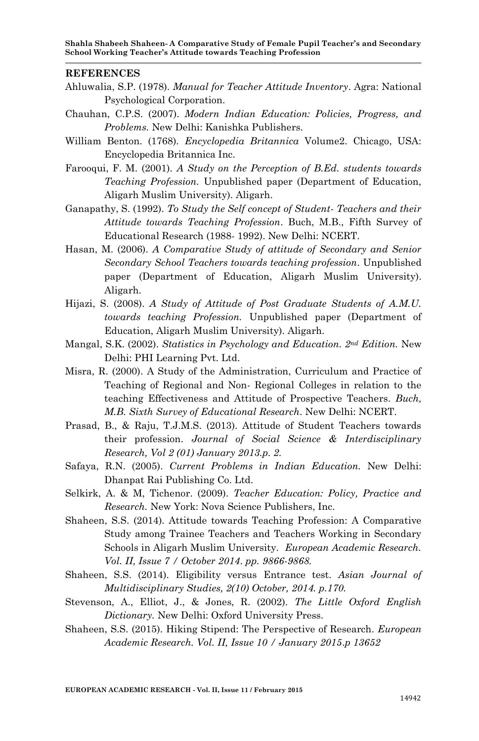## REFERENCES

Ahluwalia, S.P. (1978). *Manual for Teacher Attitude Inventory*. Agra: National Psychological Corporation.

Chauhan, C.P.S. (2007). *Modern Indian Education: Policies, Progress, and Problems.* New Delhi: Kanishka Publishers.

William Benton. (1768). *Encyclopedia Britannica* Volume2. Chicago, USA: Encyclopedia Britannica Inc.

Farooqui, F. M. (2001). *A Study on the Perception of B.Ed. students towards Teaching Profession.* Unpublished paper (Department of Education, Aligarh Muslim University). Aligarh.

Ganapathy, S. (1992). *To Study the Self concept of Student- Teachers and their Attitude towards Teaching Profession*. Buch, M.B., Fifth Survey of Educational Research (1988- 1992). New Delhi: NCERT.

Hasan, M. (2006). *A Comparative Study of attitude of Secondary and Senior Secondary School Teachers towards teaching profession*. Unpublished paper (Department of Education, Aligarh Muslim University). Aligarh.

Hijazi, S. (2008). *A Study of Attitude of Post Graduate Students of A.M.U. towards teaching Profession.* Unpublished paper (Department of Education, Aligarh Muslim University). Aligarh.

Mangal, S.K. (2002). *Statistics in Psychology and Education. 2nd Edition.* New Delhi: PHI Learning Pvt. Ltd.

Misra, R. (2000). A Study of the Administration, Curriculum and Practice of Teaching of Regional and Non- Regional Colleges in relation to the teaching Effectiveness and Attitude of Prospective Teachers. *Buch, M.B. Sixth Survey of Educational Research*. New Delhi: NCERT.

Prasad, B., & Raju, T.J.M.S. (2013). Attitude of Student Teachers towards their profession. *Journal of Social Science & Interdisciplinary Research, Vol 2 (01) January 2013.p. 2.*

Safaya, R.N. (2005). *Current Problems in Indian Education.* New Delhi: Dhanpat Rai Publishing Co. Ltd.

Selkirk, A. & M, Tichenor. (2009). *Teacher Education: Policy, Practice and Research.* New York: Nova Science Publishers, Inc.

Shaheen, S.S. (2014). Attitude towards Teaching Profession: A Comparative Study among Trainee Teachers and Teachers Working in Secondary Schools in Aligarh Muslim University. *European Academic Research. Vol. II, Issue 7 / October 2014. pp. 9866-9868.*

Shaheen, S.S. (2014). Eligibility versus Entrance test. *Asian Journal of Multidisciplinary Studies, 2(10) October, 2014. p.170.*

Stevenson, A., Elliot, J., & Jones, R. (2002). *The Little Oxford English Dictionary.* New Delhi: Oxford University Press.

Shaheen, S.S. (2015). Hiking Stipend: The Perspective of Research. *European Academic Research. Vol. II, Issue 10 / January 2015.p 13652*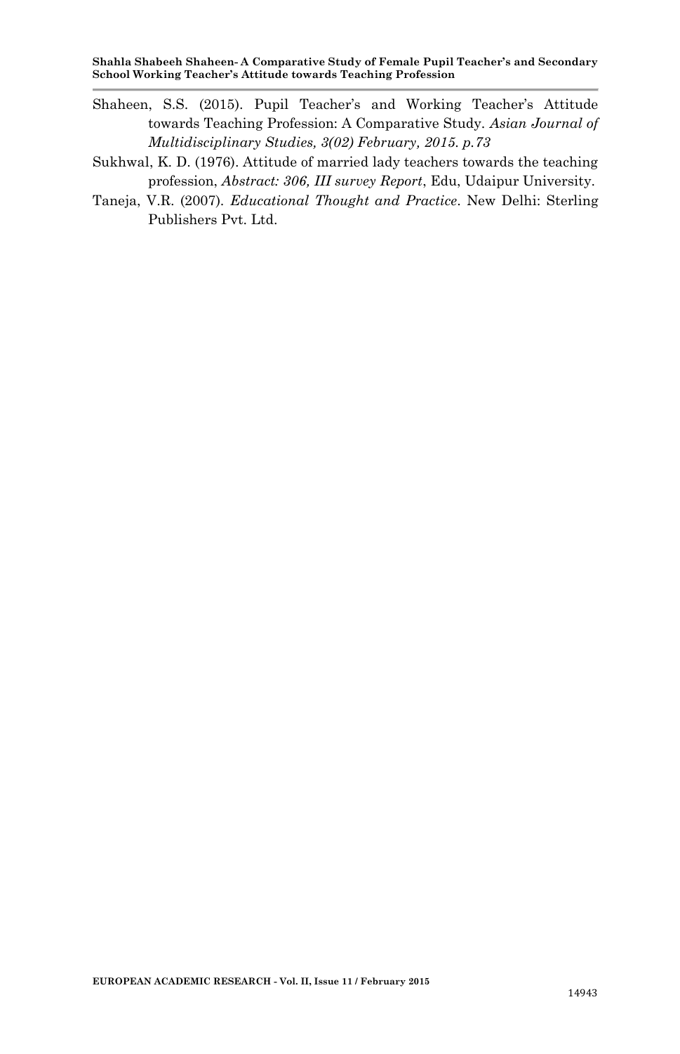Shaheen, S.S. (2015). Pupil Teacher's and Working Teacher's Attitude towards Teaching Profession: A Comparative Study. *Asian Journal of Multidisciplinary Studies, 3(02) February, 2015. p.73*

Sukhwal, K. D. (1976). Attitude of married lady teachers towards the teaching profession, *Abstract: 306, III survey Report*, Edu, Udaipur University.

Taneja, V.R. (2007). *Educational Thought and Practice*. New Delhi: Sterling Publishers Pvt. Ltd.